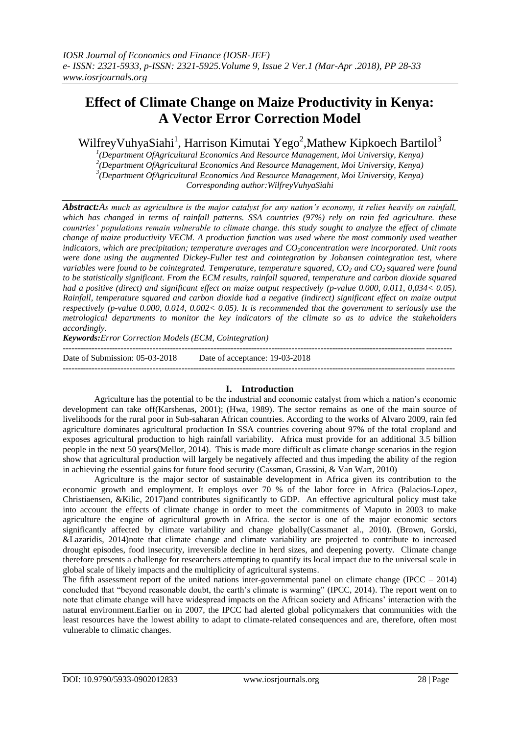*IOSR Journal of Economics and Finance (IOSR-JEF)*
*e- ISSN: 2321-5933, p-ISSN: 2321-5925.Volume 9, Issue 2 Ver.1 (Mar-Apr .2018), PP 28-33*
*www.iosrjournals.org*

# Effect of Climate Change on Maize Productivity in Kenya: A Vector Error Correction Model

WilfreyVuhyaSiahi[1], Harrison Kimutai Yego[2],Mathew Kipkoech Bartilol[3]

[1](Department OfAgricultural Economics And Resource Management, Moi University, Kenya)
[2](Department OfAgricultural Economics And Resource Management, Moi University, Kenya)
[3](Department OfAgricultural Economics And Resource Management, Moi University, Kenya)
*Corresponding author:WilfreyVuhyaSiahi*

***Abstract:*** *As much as agriculture is the major catalyst for any nation's economy, it relies heavily on rainfall, which has changed in terms of rainfall patterns. SSA countries (97%) rely on rain fed agriculture. these countries' populations remain vulnerable to climate change. this study sought to analyze the effect of climate change of maize productivity VECM. A production function was used where the most commonly used weather indicators, which are precipitation; temperature averages and $CO_2$concentration were incorporated. Unit roots were done using the augmented Dickey-Fuller test and cointegration by Johansen cointegration test, where variables were found to be cointegrated. Temperature, temperature squared, $CO_2$ and $CO_2$ squared were found to be statistically significant. From the ECM results, rainfall squared, temperature and carbon dioxide squared had a positive (direct) and significant effect on maize output respectively (p-value 0.000, 0.011, 0,034< 0.05). Rainfall, temperature squared and carbon dioxide had a negative (indirect) significant effect on maize output respectively (p-value 0.000, 0.014, 0.002< 0.05). It is recommended that the government to seriously use the metrological departments to monitor the key indicators of the climate so as to advice the stakeholders accordingly.*

***Keywords:*** *Error Correction Models (ECM, Cointegration)*

---

Date of Submission: 05-03-2018 Date of acceptance: 19-03-2018

---

## I. Introduction

Agriculture has the potential to be the industrial and economic catalyst from which a nation's economic development can take off(Karshenas, 2001); (Hwa, 1989). The sector remains as one of the main source of livelihoods for the rural poor in Sub-saharan African countries. According to the works of Alvaro 2009, rain fed agriculture dominates agricultural production In SSA countries covering about 97% of the total cropland and exposes agricultural production to high rainfall variability. Africa must provide for an additional 3.5 billion people in the next 50 years(Mellor, 2014). This is made more difficult as climate change scenarios in the region show that agricultural production will largely be negatively affected and thus impeding the ability of the region in achieving the essential gains for future food security (Cassman, Grassini, & Van Wart, 2010)

Agriculture is the major sector of sustainable development in Africa given its contribution to the economic growth and employment. It employs over 70 % of the labor force in Africa (Palacios-Lopez, Christiaensen, &Kilic, 2017)and contributes significantly to GDP. An effective agricultural policy must take into account the effects of climate change in order to meet the commitments of Maputo in 2003 to make agriculture the engine of agricultural growth in Africa. the sector is one of the major economic sectors significantly affected by climate variability and change globally(Cassmanet al., 2010). (Brown, Gorski, &Lazaridis, 2014)note that climate change and climate variability are projected to contribute to increased drought episodes, food insecurity, irreversible decline in herd sizes, and deepening poverty. Climate change therefore presents a challenge for researchers attempting to quantify its local impact due to the universal scale in global scale of likely impacts and the multiplicity of agricultural systems.

The fifth assessment report of the united nations inter-governmental panel on climate change (IPCC – 2014) concluded that "beyond reasonable doubt, the earth's climate is warming" (IPCC, 2014). The report went on to note that climate change will have widespread impacts on the African society and Africans' interaction with the natural environment.Earlier on in 2007, the IPCC had alerted global policymakers that communities with the least resources have the lowest ability to adapt to climate-related consequences and are, therefore, often most vulnerable to climatic changes.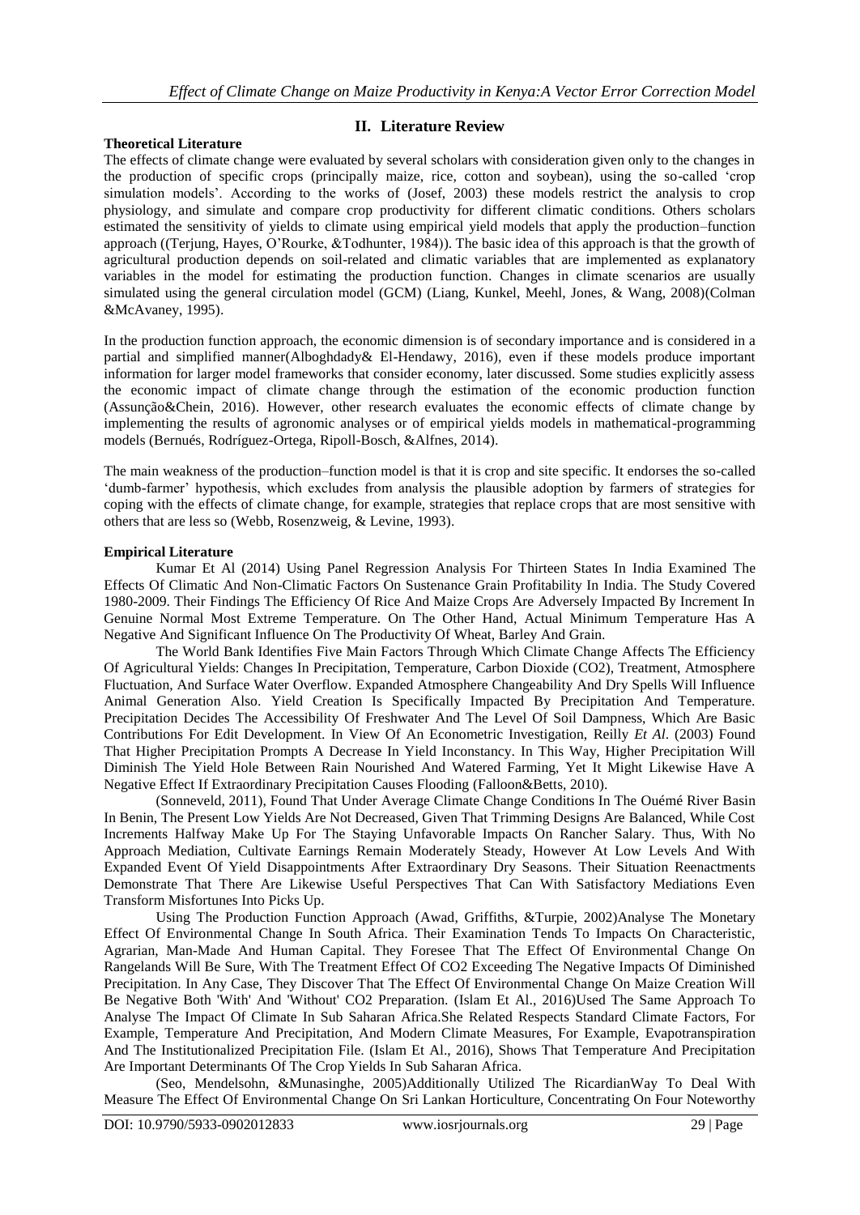## II. Literature Review

### Theoretical Literature

The effects of climate change were evaluated by several scholars with consideration given only to the changes in the production of specific crops (principally maize, rice, cotton and soybean), using the so-called 'crop simulation models'. According to the works of (Josef, 2003) these models restrict the analysis to crop physiology, and simulate and compare crop productivity for different climatic conditions. Others scholars estimated the sensitivity of yields to climate using empirical yield models that apply the production–function approach ((Terjung, Hayes, O'Rourke, &Todhunter, 1984)). The basic idea of this approach is that the growth of agricultural production depends on soil-related and climatic variables that are implemented as explanatory variables in the model for estimating the production function. Changes in climate scenarios are usually simulated using the general circulation model (GCM) (Liang, Kunkel, Meehl, Jones, & Wang, 2008)(Colman &McAvaney, 1995).

In the production function approach, the economic dimension is of secondary importance and is considered in a partial and simplified manner(Alboghdady& El-Hendawy, 2016), even if these models produce important information for larger model frameworks that consider economy, later discussed. Some studies explicitly assess the economic impact of climate change through the estimation of the economic production function (Assunção&Chein, 2016). However, other research evaluates the economic effects of climate change by implementing the results of agronomic analyses or of empirical yields models in mathematical-programming models (Bernués, Rodríguez-Ortega, Ripoll-Bosch, &Alfnes, 2014).

The main weakness of the production–function model is that it is crop and site specific. It endorses the so-called 'dumb-farmer' hypothesis, which excludes from analysis the plausible adoption by farmers of strategies for coping with the effects of climate change, for example, strategies that replace crops that are most sensitive with others that are less so (Webb, Rosenzweig, & Levine, 1993).

### Empirical Literature

Kumar Et Al (2014) Using Panel Regression Analysis For Thirteen States In India Examined The Effects Of Climatic And Non-Climatic Factors On Sustenance Grain Profitability In India. The Study Covered 1980-2009. Their Findings The Efficiency Of Rice And Maize Crops Are Adversely Impacted By Increment In Genuine Normal Most Extreme Temperature. On The Other Hand, Actual Minimum Temperature Has A Negative And Significant Influence On The Productivity Of Wheat, Barley And Grain.

The World Bank Identifies Five Main Factors Through Which Climate Change Affects The Efficiency Of Agricultural Yields: Changes In Precipitation, Temperature, Carbon Dioxide ($CO_2$), Treatment, Atmosphere Fluctuation, And Surface Water Overflow. Expanded Atmosphere Changeability And Dry Spells Will Influence Animal Generation Also. Yield Creation Is Specifically Impacted By Precipitation And Temperature. Precipitation Decides The Accessibility Of Freshwater And The Level Of Soil Dampness, Which Are Basic Contributions For Edit Development. In View Of An Econometric Investigation, Reilly *Et Al*. (2003) Found That Higher Precipitation Prompts A Decrease In Yield Inconstancy. In This Way, Higher Precipitation Will Diminish The Yield Hole Between Rain Nourished And Watered Farming, Yet It Might Likewise Have A Negative Effect If Extraordinary Precipitation Causes Flooding (Falloon&Betts, 2010).

(Sonneveld, 2011), Found That Under Average Climate Change Conditions In The Ouémé River Basin In Benin, The Present Low Yields Are Not Decreased, Given That Trimming Designs Are Balanced, While Cost Increments Halfway Make Up For The Staying Unfavorable Impacts On Rancher Salary. Thus, With No Approach Mediation, Cultivate Earnings Remain Moderately Steady, However At Low Levels And With Expanded Event Of Yield Disappointments After Extraordinary Dry Seasons. Their Situation Reenactments Demonstrate That There Are Likewise Useful Perspectives That Can With Satisfactory Mediations Even Transform Misfortunes Into Picks Up.

Using The Production Function Approach (Awad, Griffiths, &Turpie, 2002)Analyse The Monetary Effect Of Environmental Change In South Africa. Their Examination Tends To Impacts On Characteristic, Agrarian, Man-Made And Human Capital. They Foresee That The Effect Of Environmental Change On Rangelands Will Be Sure, With The Treatment Effect Of $CO_2$ Exceeding The Negative Impacts Of Diminished Precipitation. In Any Case, They Discover That The Effect Of Environmental Change On Maize Creation Will Be Negative Both 'With' And 'Without' $CO_2$ Preparation. (Islam Et Al., 2016)Used The Same Approach To Analyse The Impact Of Climate In Sub Saharan Africa.She Related Respects Standard Climate Factors, For Example, Temperature And Precipitation, And Modern Climate Measures, For Example, Evapotranspiration And The Institutionalized Precipitation File. (Islam Et Al., 2016), Shows That Temperature And Precipitation Are Important Determinants Of The Crop Yields In Sub Saharan Africa.

(Seo, Mendelsohn, &Munasinghe, 2005)Additionally Utilized The RicardianWay To Deal With Measure The Effect Of Environmental Change On Sri Lankan Horticulture, Concentrating On Four Noteworthy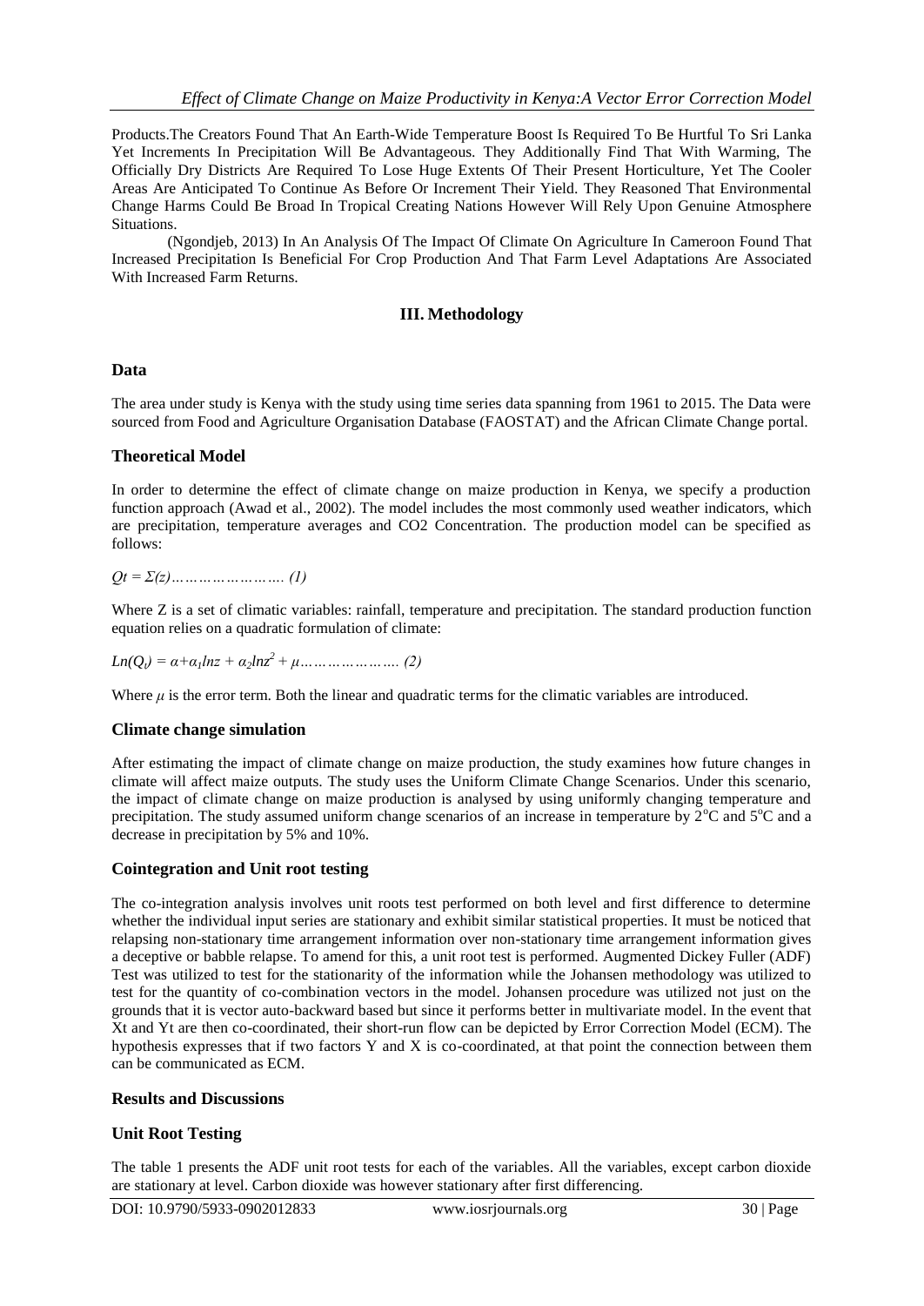Products.The Creators Found That An Earth-Wide Temperature Boost Is Required To Be Hurtful To Sri Lanka Yet Increments In Precipitation Will Be Advantageous. They Additionally Find That With Warming, The Officially Dry Districts Are Required To Lose Huge Extents Of Their Present Horticulture, Yet The Cooler Areas Are Anticipated To Continue As Before Or Increment Their Yield. They Reasoned That Environmental Change Harms Could Be Broad In Tropical Creating Nations However Will Rely Upon Genuine Atmosphere Situations.

(Ngondjeb, 2013) In An Analysis Of The Impact Of Climate On Agriculture In Cameroon Found That Increased Precipitation Is Beneficial For Crop Production And That Farm Level Adaptations Are Associated With Increased Farm Returns.

## III. Methodology

### Data

The area under study is Kenya with the study using time series data spanning from 1961 to 2015. The Data were sourced from Food and Agriculture Organisation Database (FAOSTAT) and the African Climate Change portal.

### Theoretical Model

In order to determine the effect of climate change on maize production in Kenya, we specify a production function approach (Awad et al., 2002). The model includes the most commonly used weather indicators, which are precipitation, temperature averages and CO2 Concentration. The production model can be specified as follows:

$$Qt = \Sigma(z) \quad \ldots\ldots\ldots\ldots\ldots\ldots\ldots.\ (1)$$

Where Z is a set of climatic variables: rainfall, temperature and precipitation. The standard production function equation relies on a quadratic formulation of climate:

$$Ln(Q_t) = \alpha+\alpha_1 lnz + \alpha_2 lnz^2 + \mu \quad \ldots\ldots\ldots\ldots\ldots\ldots.\ (2)$$

Where $\mu$ is the error term. Both the linear and quadratic terms for the climatic variables are introduced.

### Climate change simulation

After estimating the impact of climate change on maize production, the study examines how future changes in climate will affect maize outputs. The study uses the Uniform Climate Change Scenarios. Under this scenario, the impact of climate change on maize production is analysed by using uniformly changing temperature and precipitation. The study assumed uniform change scenarios of an increase in temperature by $2^{o}$C and $5^{o}$C and a decrease in precipitation by 5% and 10%.

### Cointegration and Unit root testing

The co-integration analysis involves unit roots test performed on both level and first difference to determine whether the individual input series are stationary and exhibit similar statistical properties. It must be noticed that relapsing non-stationary time arrangement information over non-stationary time arrangement information gives a deceptive or babble relapse. To amend for this, a unit root test is performed. Augmented Dickey Fuller (ADF) Test was utilized to test for the stationarity of the information while the Johansen methodology was utilized to test for the quantity of co-combination vectors in the model. Johansen procedure was utilized not just on the grounds that it is vector auto-backward based but since it performs better in multivariate model. In the event that Xt and Yt are then co-coordinated, their short-run flow can be depicted by Error Correction Model (ECM). The hypothesis expresses that if two factors Y and X is co-coordinated, at that point the connection between them can be communicated as ECM.

### Results and Discussions

### Unit Root Testing

The table 1 presents the ADF unit root tests for each of the variables. All the variables, except carbon dioxide are stationary at level. Carbon dioxide was however stationary after first differencing.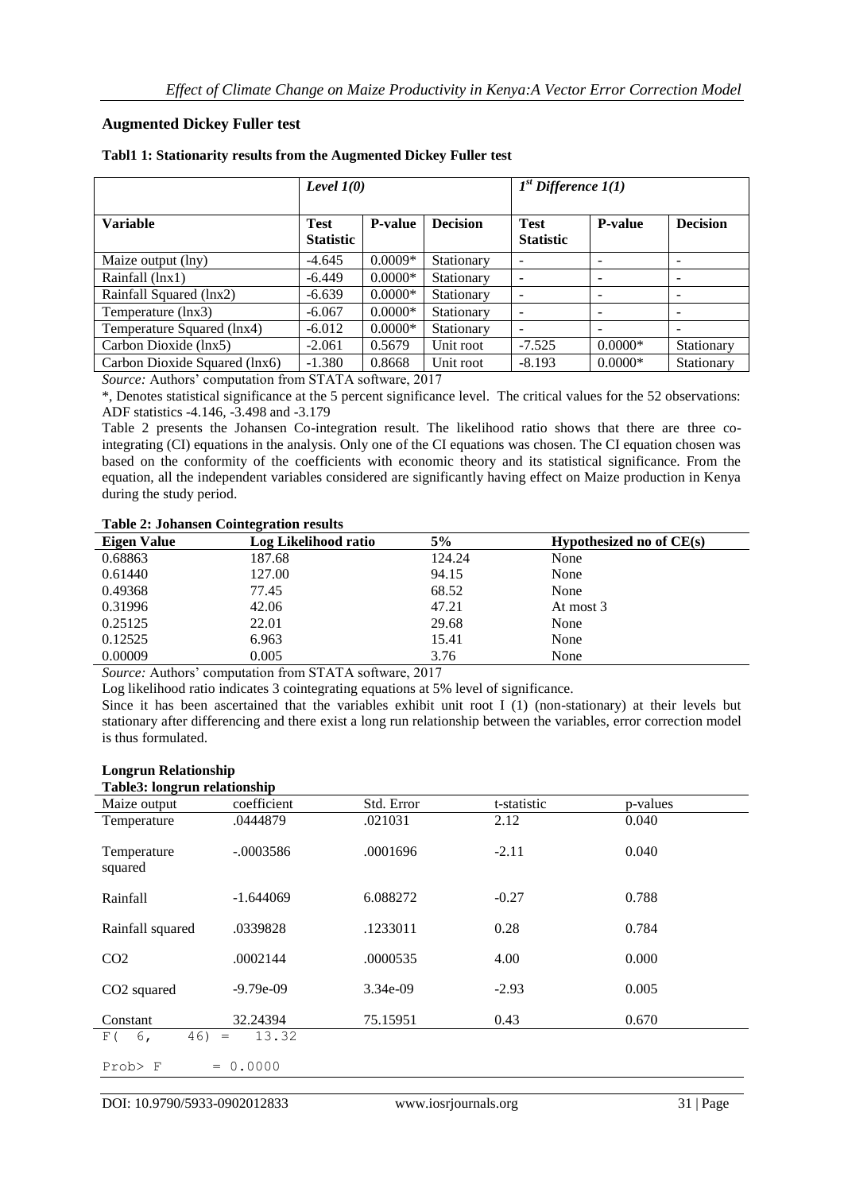## Augmented Dickey Fuller test

**Tabl1 1: Stationarity results from the Augmented Dickey Fuller test**

| | *Level I(0)* | | | *$1^{st}$ Difference I(1)* | | |
|---|---|---|---|---|---|---|
| **Variable** | **Test Statistic** | **P-value** | **Decision** | **Test Statistic** | **P-value** | **Decision** |
| Maize output (lny) | -4.645 | 0.0009* | Stationary | - | - | - |
| Rainfall (lnx1) | -6.449 | 0.0000* | Stationary | - | - | - |
| Rainfall Squared (lnx2) | -6.639 | 0.0000* | Stationary | - | - | - |
| Temperature (lnx3) | -6.067 | 0.0000* | Stationary | - | - | - |
| Temperature Squared (lnx4) | -6.012 | 0.0000* | Stationary | - | - | - |
| Carbon Dioxide (lnx5) | -2.061 | 0.5679 | Unit root | -7.525 | 0.0000* | Stationary |
| Carbon Dioxide Squared (lnx6) | -1.380 | 0.8668 | Unit root | -8.193 | 0.0000* | Stationary |

*Source:* Authors' computation from STATA software, 2017

*, Denotes statistical significance at the 5 percent significance level. The critical values for the 52 observations: ADF statistics -4.146, -3.498 and -3.179

Table 2 presents the Johansen Co-integration result. The likelihood ratio shows that there are three co-integrating (CI) equations in the analysis. Only one of the CI equations was chosen. The CI equation chosen was based on the conformity of the coefficients with economic theory and its statistical significance. From the equation, all the independent variables considered are significantly having effect on Maize production in Kenya during the study period.

**Table 2: Johansen Cointegration results**

| Eigen Value | Log Likelihood ratio | 5% | Hypothesized no of CE(s) |
|---|---|---|---|
| 0.68863 | 187.68 | 124.24 | None |
| 0.61440 | 127.00 | 94.15 | None |
| 0.49368 | 77.45 | 68.52 | None |
| 0.31996 | 42.06 | 47.21 | At most 3 |
| 0.25125 | 22.01 | 29.68 | None |
| 0.12525 | 6.963 | 15.41 | None |
| 0.00009 | 0.005 | 3.76 | None |

*Source:* Authors' computation from STATA software, 2017

Log likelihood ratio indicates 3 cointegrating equations at 5% level of significance.

Since it has been ascertained that the variables exhibit unit root I (1) (non-stationary) at their levels but stationary after differencing and there exist a long run relationship between the variables, error correction model is thus formulated.

### Longrun Relationship

**Table3: longrun relationship**

| Maize output | coefficient | Std. Error | t-statistic | p-values |
|---|---|---|---|---|
| Temperature | .0444879 | .021031 | 2.12 | 0.040 |
| Temperature squared | -.0003586 | .0001696 | -2.11 | 0.040 |
| Rainfall | -1.644069 | 6.088272 | -0.27 | 0.788 |
| Rainfall squared | .0339828 | .1233011 | 0.28 | 0.784 |
| $CO_2$ | .0002144 | .0000535 | 4.00 | 0.000 |
| $CO_2$ squared | -9.79e-09 | 3.34e-09 | -2.93 | 0.005 |
| Constant | 32.24394 | 75.15951 | 0.43 | 0.670 |

F( 6, 46) = 13.32

Prob> F = 0.0000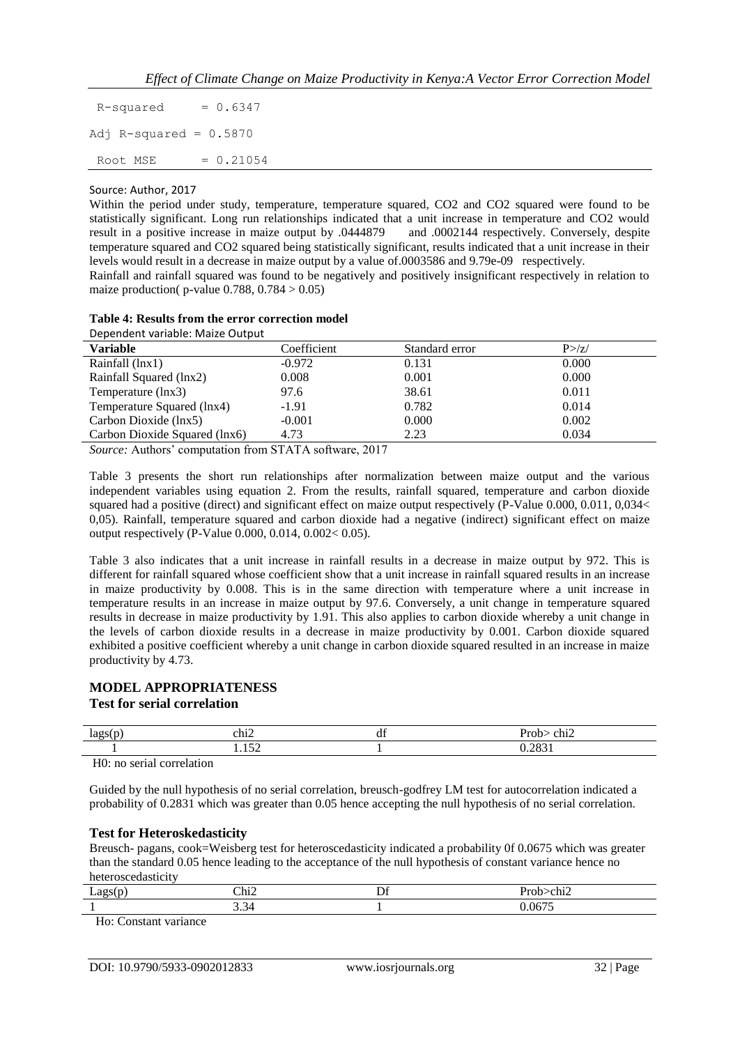R-squared = 0.6347

Adj R-squared = 0.5870

Root MSE = 0.21054

Source: Author, 2017

Within the period under study, temperature, temperature squared, CO2 and CO2 squared were found to be statistically significant. Long run relationships indicated that a unit increase in temperature and CO2 would result in a positive increase in maize output by .0444879 and .0002144 respectively. Conversely, despite temperature squared and CO2 squared being statistically significant, results indicated that a unit increase in their levels would result in a decrease in maize output by a value of.0003586 and 9.79e-09 respectively.

Rainfall and rainfall squared was found to be negatively and positively insignificant respectively in relation to maize production( p-value 0.788, 0.784 > 0.05)

**Table 4: Results from the error correction model**

Dependent variable: Maize Output

| **Variable** | Coefficient | Standard error | P>/z/ |
|---|---|---|---|
| Rainfall (lnx1) | -0.972 | 0.131 | 0.000 |
| Rainfall Squared (lnx2) | 0.008 | 0.001 | 0.000 |
| Temperature (lnx3) | 97.6 | 38.61 | 0.011 |
| Temperature Squared (lnx4) | -1.91 | 0.782 | 0.014 |
| Carbon Dioxide (lnx5) | -0.001 | 0.000 | 0.002 |
| Carbon Dioxide Squared (lnx6) | 4.73 | 2.23 | 0.034 |

*Source:* Authors' computation from STATA software, 2017

Table 3 presents the short run relationships after normalization between maize output and the various independent variables using equation 2. From the results, rainfall squared, temperature and carbon dioxide squared had a positive (direct) and significant effect on maize output respectively (P-Value 0.000, 0.011, 0,034< 0,05). Rainfall, temperature squared and carbon dioxide had a negative (indirect) significant effect on maize output respectively (P-Value 0.000, 0.014, 0.002< 0.05).

Table 3 also indicates that a unit increase in rainfall results in a decrease in maize output by 972. This is different for rainfall squared whose coefficient show that a unit increase in rainfall squared results in an increase in maize productivity by 0.008. This is in the same direction with temperature where a unit increase in temperature results in an increase in maize output by 97.6. Conversely, a unit change in temperature squared results in decrease in maize productivity by 1.91. This also applies to carbon dioxide whereby a unit change in the levels of carbon dioxide results in a decrease in maize productivity by 0.001. Carbon dioxide squared exhibited a positive coefficient whereby a unit change in carbon dioxide squared resulted in an increase in maize productivity by 4.73.

## MODEL APPROPRIATENESS

### Test for serial correlation

| lags(p) | chi2 | df | Prob> chi2 |
|---|---|---|---|
| 1 | 1.152 | 1 | 0.2831 |

H0: no serial correlation

Guided by the null hypothesis of no serial correlation, breusch-godfrey LM test for autocorrelation indicated a probability of 0.2831 which was greater than 0.05 hence accepting the null hypothesis of no serial correlation.

### Test for Heteroskedasticity

Breusch- pagans, cook=Weisberg test for heteroscedasticity indicated a probability 0f 0.0675 which was greater than the standard 0.05 hence leading to the acceptance of the null hypothesis of constant variance hence no heteroscedasticity

| Lags(p) | Chi2 | Df | Prob>chi2 |
|---|---|---|---|
| 1 | 3.34 | 1 | 0.0675 |

Ho: Constant variance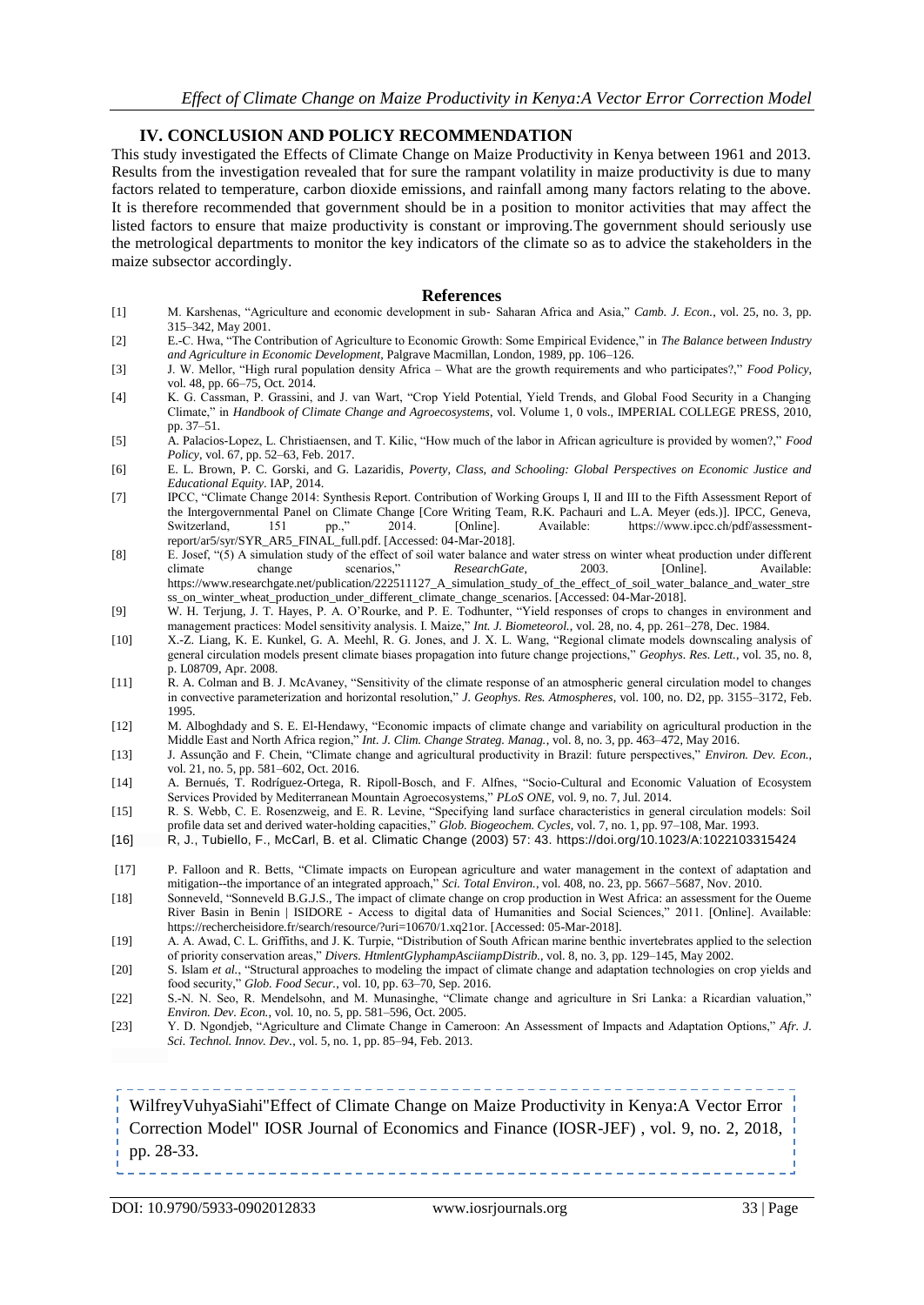## IV. CONCLUSION AND POLICY RECOMMENDATION

This study investigated the Effects of Climate Change on Maize Productivity in Kenya between 1961 and 2013. Results from the investigation revealed that for sure the rampant volatility in maize productivity is due to many factors related to temperature, carbon dioxide emissions, and rainfall among many factors relating to the above. It is therefore recommended that government should be in a position to monitor activities that may affect the listed factors to ensure that maize productivity is constant or improving.The government should seriously use the metrological departments to monitor the key indicators of the climate so as to advice the stakeholders in the maize subsector accordingly.

## References

[1] M. Karshenas, "Agriculture and economic development in sub- Saharan Africa and Asia," *Camb. J. Econ.*, vol. 25, no. 3, pp. 315–342, May 2001.

[2] E.-C. Hwa, "The Contribution of Agriculture to Economic Growth: Some Empirical Evidence," in *The Balance between Industry and Agriculture in Economic Development*, Palgrave Macmillan, London, 1989, pp. 106–126.

[3] J. W. Mellor, "High rural population density Africa – What are the growth requirements and who participates?," *Food Policy*, vol. 48, pp. 66–75, Oct. 2014.

[4] K. G. Cassman, P. Grassini, and J. van Wart, "Crop Yield Potential, Yield Trends, and Global Food Security in a Changing Climate," in *Handbook of Climate Change and Agroecosystems*, vol. Volume 1, 0 vols., IMPERIAL COLLEGE PRESS, 2010, pp. 37–51.

[5] A. Palacios-Lopez, L. Christiaensen, and T. Kilic, "How much of the labor in African agriculture is provided by women?," *Food Policy*, vol. 67, pp. 52–63, Feb. 2017.

[6] E. L. Brown, P. C. Gorski, and G. Lazaridis, *Poverty, Class, and Schooling: Global Perspectives on Economic Justice and Educational Equity*. IAP, 2014.

[7] IPCC, "Climate Change 2014: Synthesis Report. Contribution of Working Groups I, II and III to the Fifth Assessment Report of the Intergovernmental Panel on Climate Change [Core Writing Team, R.K. Pachauri and L.A. Meyer (eds.)]. IPCC, Geneva, Switzerland, 151 pp.," 2014. [Online]. Available: https://www.ipcc.ch/pdf/assessment-report/ar5/syr/SYR_AR5_FINAL_full.pdf. [Accessed: 04-Mar-2018].

[8] E. Josef, "(5) A simulation study of the effect of soil water balance and water stress on winter wheat production under different climate change scenarios," *ResearchGate*, 2003. [Online]. Available: https://www.researchgate.net/publication/222511127_A_simulation_study_of_the_effect_of_soil_water_balance_and_water_stress_on_winter_wheat_production_under_different_climate_change_scenarios. [Accessed: 04-Mar-2018].

[9] W. H. Terjung, J. T. Hayes, P. A. O'Rourke, and P. E. Todhunter, "Yield responses of crops to changes in environment and management practices: Model sensitivity analysis. I. Maize," *Int. J. Biometeorol.*, vol. 28, no. 4, pp. 261–278, Dec. 1984.

[10] X.-Z. Liang, K. E. Kunkel, G. A. Meehl, R. G. Jones, and J. X. L. Wang, "Regional climate models downscaling analysis of general circulation models present climate biases propagation into future change projections," *Geophys. Res. Lett.*, vol. 35, no. 8, p. L08709, Apr. 2008.

[11] R. A. Colman and B. J. McAvaney, "Sensitivity of the climate response of an atmospheric general circulation model to changes in convective parameterization and horizontal resolution," *J. Geophys. Res. Atmospheres*, vol. 100, no. D2, pp. 3155–3172, Feb. 1995.

[12] M. Alboghdady and S. E. El-Hendawy, "Economic impacts of climate change and variability on agricultural production in the Middle East and North Africa region," *Int. J. Clim. Change Strateg. Manag.*, vol. 8, no. 3, pp. 463–472, May 2016.

[13] J. Assunção and F. Chein, "Climate change and agricultural productivity in Brazil: future perspectives," *Environ. Dev. Econ.*, vol. 21, no. 5, pp. 581–602, Oct. 2016.

[14] A. Bernués, T. Rodríguez-Ortega, R. Ripoll-Bosch, and F. Alfnes, "Socio-Cultural and Economic Valuation of Ecosystem Services Provided by Mediterranean Mountain Agroecosystems," *PLoS ONE*, vol. 9, no. 7, Jul. 2014.

[15] R. S. Webb, C. E. Rosenzweig, and E. R. Levine, "Specifying land surface characteristics in general circulation models: Soil profile data set and derived water-holding capacities," *Glob. Biogeochem. Cycles*, vol. 7, no. 1, pp. 97–108, Mar. 1993.

[16] R, J., Tubiello, F., McCarl, B. et al. Climatic Change (2003) 57: 43. https://doi.org/10.1023/A:1022103315424

[17] P. Falloon and R. Betts, "Climate impacts on European agriculture and water management in the context of adaptation and mitigation--the importance of an integrated approach," *Sci. Total Environ.*, vol. 408, no. 23, pp. 5667–5687, Nov. 2010.

[18] Sonneveld, "Sonneveld B.G.J.S., The impact of climate change on crop production in West Africa: an assessment for the Oueme River Basin in Benin | ISIDORE - Access to digital data of Humanities and Social Sciences," 2011. [Online]. Available: https://rechercheisidore.fr/search/resource/?uri=10670/1.xq21or. [Accessed: 05-Mar-2018].

[19] A. A. Awad, C. L. Griffiths, and J. K. Turpie, "Distribution of South African marine benthic invertebrates applied to the selection of priority conservation areas," *Divers. HtmlentGlyphampAsciiampDistrib.*, vol. 8, no. 3, pp. 129–145, May 2002.

[20] S. Islam *et al.*, "Structural approaches to modeling the impact of climate change and adaptation technologies on crop yields and food security," *Glob. Food Secur.*, vol. 10, pp. 63–70, Sep. 2016.

[22] S.-N. N. Seo, R. Mendelsohn, and M. Munasinghe, "Climate change and agriculture in Sri Lanka: a Ricardian valuation," *Environ. Dev. Econ.*, vol. 10, no. 5, pp. 581–596, Oct. 2005.

[23] Y. D. Ngondjeb, "Agriculture and Climate Change in Cameroon: An Assessment of Impacts and Adaptation Options," *Afr. J. Sci. Technol. Innov. Dev.*, vol. 5, no. 1, pp. 85–94, Feb. 2013.

WilfreyVuhyaSiahi"Effect of Climate Change on Maize Productivity in Kenya:A Vector Error Correction Model" IOSR Journal of Economics and Finance (IOSR-JEF) , vol. 9, no. 2, 2018, pp. 28-33.